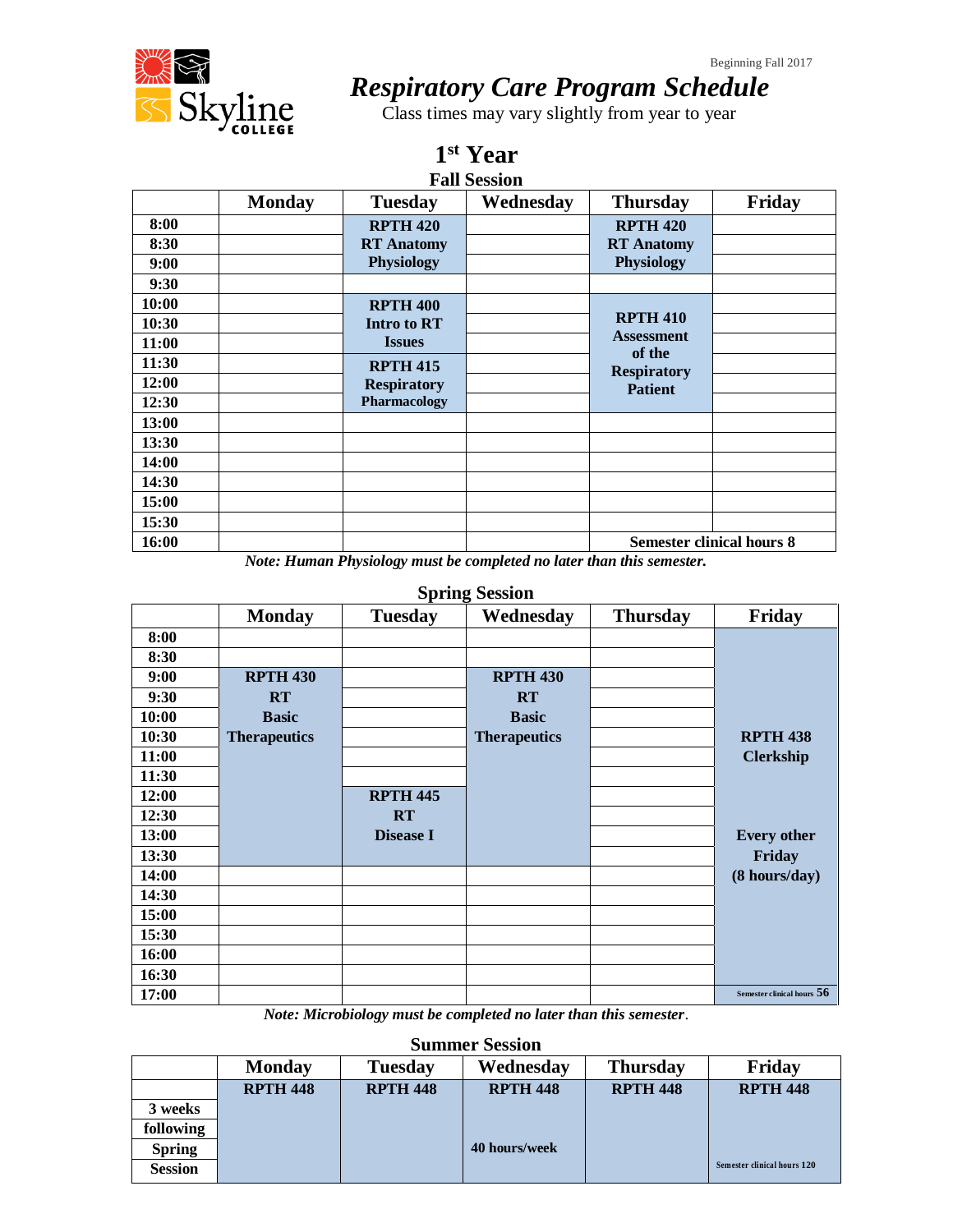Beginning Fall 2017

# Respiratory Care Program Schedule

Class times may vary slightly from year to year

## 1st Year

### Fall Session

| | Monday | Tuesday | Wednesday | Thursday | Friday |
|---|---|---|---|---|---|
| 8:00 | | RPTH 420 | | RPTH 420 | |
| 8:30 | | RT Anatomy | | RT Anatomy | |
| 9:00 | | Physiology | | Physiology | |
| 9:30 | | | | | |
| 10:00 | | RPTH 400 | | RPTH 410 | |
| 10:30 | | Intro to RT | | Assessment | |
| 11:00 | | Issues | | of the | |
| 11:30 | | RPTH 415 | | Respiratory | |
| 12:00 | | Respiratory | | Patient | |
| 12:30 | | Pharmacology | | | |
| 13:00 | | | | | |
| 13:30 | | | | | |
| 14:00 | | | | | |
| 14:30 | | | | | |
| 15:00 | | | | | |
| 15:30 | | | | | |
| 16:00 | | | | Semester clinical hours 8 | |

*Note: Human Physiology must be completed no later than this semester.*

### Spring Session

| | Monday | Tuesday | Wednesday | Thursday | Friday |
|---|---|---|---|---|---|
| 8:00 | | | | | |
| 8:30 | | | | | |
| 9:00 | RPTH 430 | | RPTH 430 | | |
| 9:30 | RT | | RT | | |
| 10:00 | Basic | | Basic | | |
| 10:30 | Therapeutics | | Therapeutics | | RPTH 438 |
| 11:00 | | | | | Clerkship |
| 11:30 | | | | | |
| 12:00 | | RPTH 445 | | | |
| 12:30 | | RT | | | |
| 13:00 | | Disease I | | | Every other |
| 13:30 | | | | | Friday |
| 14:00 | | | | | (8 hours/day) |
| 14:30 | | | | | |
| 15:00 | | | | | |
| 15:30 | | | | | |
| 16:00 | | | | | |
| 16:30 | | | | | |
| 17:00 | | | | | Semester clinical hours 56 |

*Note: Microbiology must be completed no later than this semester.*

### Summer Session

| | Monday | Tuesday | Wednesday | Thursday | Friday |
|---|---|---|---|---|---|
| | RPTH 448 | RPTH 448 | RPTH 448 | RPTH 448 | RPTH 448 |
| 3 weeks | | | | | |
| following | | | | | |
| Spring | | | 40 hours/week | | |
| Session | | | | | Semester clinical hours 120 |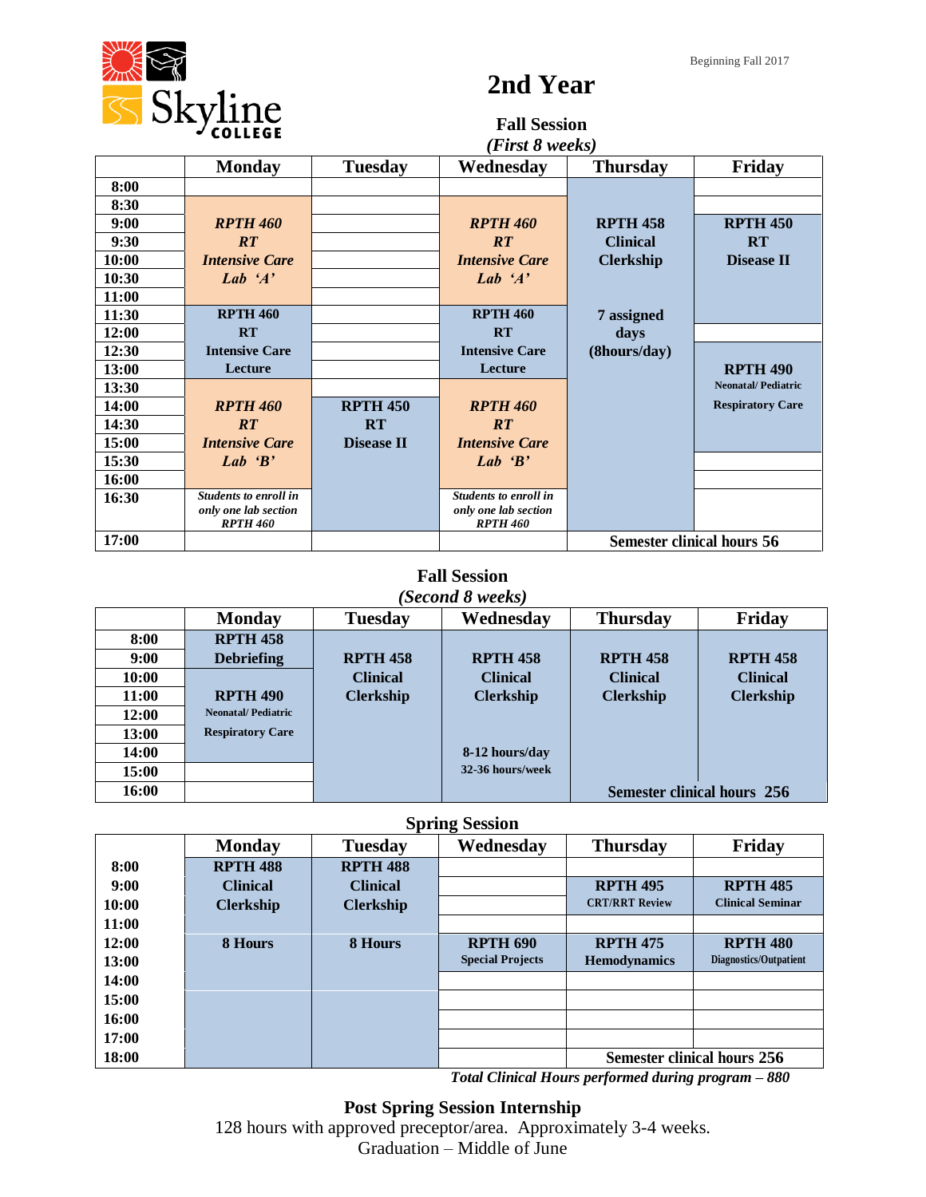Beginning Fall 2017

# 2nd Year

## Fall Session
*(First 8 weeks)*

| | Monday | Tuesday | Wednesday | Thursday | Friday |
|---|---|---|---|---|---|
| 8:00 | | | | **RPTH 458 Clinical Clerkship** 7 assigned days (8hours/day) | |
| 8:30 | ***RPTH 460 RT Intensive Care Lab 'A'*** | | ***RPTH 460 RT Intensive Care Lab 'A'*** | | |
| 9:00 | | | | | **RPTH 450 RT Disease II** |
| 9:30 | | | | | |
| 10:00 | | | | | |
| 10:30 | | | | | |
| 11:00 | | | | | |
| 11:30 | **RPTH 460 RT Intensive Care Lecture** | | **RPTH 460 RT Intensive Care Lecture** | | |
| 12:00 | | | | | |
| 12:30 | | | | | **RPTH 490** Neonatal/ Pediatric Respiratory Care |
| 13:00 | | | | | |
| 13:30 | ***RPTH 460 RT Intensive Care Lab 'B'*** | | ***RPTH 460 RT Intensive Care Lab 'B'*** | | |
| 14:00 | | **RPTH 450 RT Disease II** | | | |
| 14:30 | | | | | |
| 15:00 | | | | | |
| 15:30 | | | | | |
| 16:00 | | | | | |
| 16:30 | *Students to enroll in only one lab section RPTH 460* | | *Students to enroll in only one lab section RPTH 460* | | |
| 17:00 | | | | **Semester clinical hours 56** | |

## Fall Session
*(Second 8 weeks)*

| | Monday | Tuesday | Wednesday | Thursday | Friday |
|---|---|---|---|---|---|
| 8:00 | **RPTH 458** | **RPTH 458 Clinical Clerkship** | **RPTH 458 Clinical Clerkship** 8-12 hours/day 32-36 hours/week | **RPTH 458 Clinical Clerkship** | **RPTH 458 Clinical Clerkship** |
| 9:00 | **Debriefing** | | | | |
| 10:00 | **RPTH 490** Neonatal/ Pediatric Respiratory Care | | | | |
| 11:00 | | | | | |
| 12:00 | | | | | |
| 13:00 | | | | | |
| 14:00 | | | | | |
| 15:00 | | | | | |
| 16:00 | | | | **Semester clinical hours 256** | |

## Spring Session

| | Monday | Tuesday | Wednesday | Thursday | Friday |
|---|---|---|---|---|---|
| 8:00 | **RPTH 488 Clinical Clerkship** 8 Hours | **RPTH 488 Clinical Clerkship** 8 Hours | | | |
| 9:00 | | | | **RPTH 495** CRT/RRT Review | **RPTH 485** Clinical Seminar |
| 10:00 | | | | | |
| 11:00 | | | | | |
| 12:00 | | | **RPTH 690** Special Projects | **RPTH 475 Hemodynamics** | **RPTH 480** Diagnostics/Outpatient |
| 13:00 | | | | | |
| 14:00 | | | | | |
| 15:00 | | | | | |
| 16:00 | | | | | |
| 17:00 | | | | | |
| 18:00 | | | | **Semester clinical hours 256** | |

***Total Clinical Hours performed during program – 880***

**Post Spring Session Internship**

128 hours with approved preceptor/area. Approximately 3-4 weeks.

Graduation – Middle of June